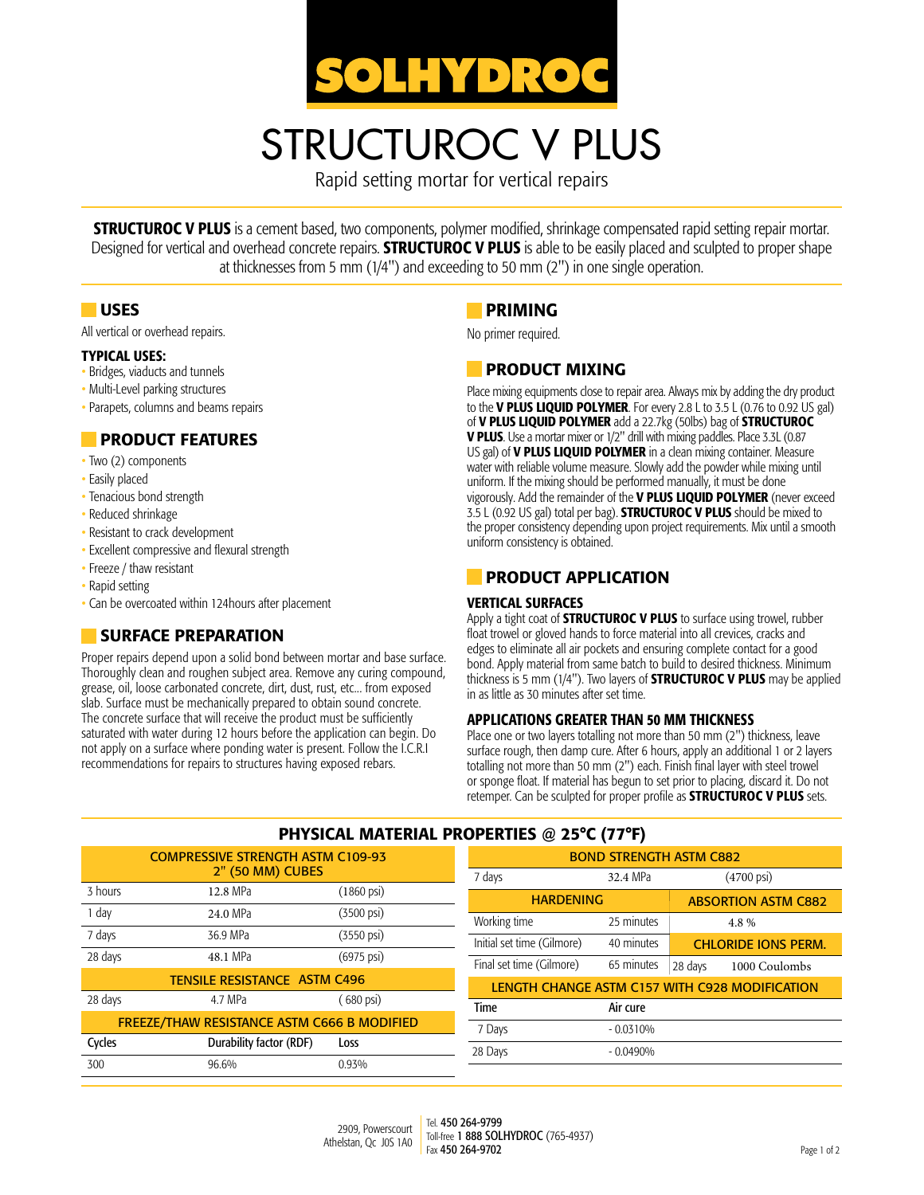# SOLHYDROC

# STRUCTUROC V PLUS

Rapid setting mortar for vertical repairs

**STRUCTUROC V PLUS** is a cement based, two components, polymer modified, shrinkage compensated rapid setting repair mortar. Designed for vertical and overhead concrete repairs. **STRUCTUROC V PLUS** is able to be easily placed and sculpted to proper shape at thicknesses from 5 mm (1/4") and exceeding to 50 mm (2") in one single operation.

## USES

All vertical or overhead repairs.

**TYPICAL USES:**

- Bridges, viaducts and tunnels
- Multi-Level parking structures
- Parapets, columns and beams repairs

## PRODUCT FEATURES

- Two (2) components
- Easily placed
- Tenacious bond strength
- Reduced shrinkage
- Resistant to crack development
- Excellent compressive and flexural strength
- Freeze / thaw resistant
- Rapid setting
- Can be overcoated within 124hours after placement

## SURFACE PREPARATION

Proper repairs depend upon a solid bond between mortar and base surface. Thoroughly clean and roughen subject area. Remove any curing compound, grease, oil, loose carbonated concrete, dirt, dust, rust, etc... from exposed slab. Surface must be mechanically prepared to obtain sound concrete. The concrete surface that will receive the product must be sufficiently saturated with water during 12 hours before the application can begin. Do not apply on a surface where ponding water is present. Follow the I.C.R.I recommendations for repairs to structures having exposed rebars.

## PRIMING

No primer required.

## PRODUCT MIXING

Place mixing equipments close to repair area. Always mix by adding the dry product to the **V PLUS LIQUID POLYMER**. For every 2.8 L to 3.5 L (0.76 to 0.92 US gal) of **V PLUS LIQUID POLYMER** add a 22.7kg (50lbs) bag of **STRUCTUROC V PLUS**. Use a mortar mixer or 1/2" drill with mixing paddles. Place 3.3L (0.87 US gal) of **V PLUS LIQUID POLYMER** in a clean mixing container. Measure water with reliable volume measure. Slowly add the powder while mixing until uniform. If the mixing should be performed manually, it must be done vigorously. Add the remainder of the **V PLUS LIQUID POLYMER** (never exceed 3.5 L (0.92 US gal) total per bag). **STRUCTUROC V PLUS** should be mixed to the proper consistency depending upon project requirements. Mix until a smooth uniform consistency is obtained.

## PRODUCT APPLICATION

### VERTICAL SURFACES

Apply a tight coat of **STRUCTUROC V PLUS** to surface using trowel, rubber float trowel or gloved hands to force material into all crevices, cracks and edges to eliminate all air pockets and ensuring complete contact for a good bond. Apply material from same batch to build to desired thickness. Minimum thickness is 5 mm (1/4"). Two layers of **STRUCTUROC V PLUS** may be applied in as little as 30 minutes after set time.

### APPLICATIONS GREATER THAN 50 MM THICKNESS

Place one or two layers totalling not more than 50 mm (2") thickness, leave surface rough, then damp cure. After 6 hours, apply an additional 1 or 2 layers totalling not more than 50 mm (2") each. Finish final layer with steel trowel or sponge float. If material has begun to set prior to placing, discard it. Do not retemper. Can be sculpted for proper profile as **STRUCTUROC V PLUS** sets.

## PHYSICAL MATERIAL PROPERTIES @ 25°C (77°F)

| COMPRESSIVE STRENGTH ASTM C109-93 2" (50 MM) CUBES | | |
|---|---|---|
| 3 hours | 12.8 MPa | (1860 psi) |
| 1 day | 24.0 MPa | (3500 psi) |
| 7 days | 36.9 MPa | (3550 psi) |
| 28 days | 48.1 MPa | (6975 psi) |

| TENSILE RESISTANCE ASTM C496 | | |
|---|---|---|
| 28 days | 4.7 MPa | ( 680 psi) |

| FREEZE/THAW RESISTANCE ASTM C666 B MODIFIED | | |
|---|---|---|
| Cycles | Durability factor (RDF) | Loss |
| 300 | 96.6% | 0.93% |

| BOND STRENGTH ASTM C882 | | |
|---|---|---|
| 7 days | 32.4 MPa | (4700 psi) |

| HARDENING | | ABSORPTION ASTM C882 |
|---|---|---|
| Working time | 25 minutes | 4.8 % |
| Initial set time (Gilmore) | 40 minutes | **CHLORIDE IONS PERM.** |
| Final set time (Gilmore) | 65 minutes | 28 days 1000 Coulombs |

| LENGTH CHANGE ASTM C157 WITH C928 MODIFICATION | |
|---|---|
| Time | Air cure |
| 7 Days | - 0.0310% |
| 28 Days | - 0.0490% |

2909, Powerscourt
Athelstan, Qc J0S 1A0

Tel. **450 264-9799**
Toll-free **1 888 SOLHYDROC** (765-4937)
Fax **450 264-9702**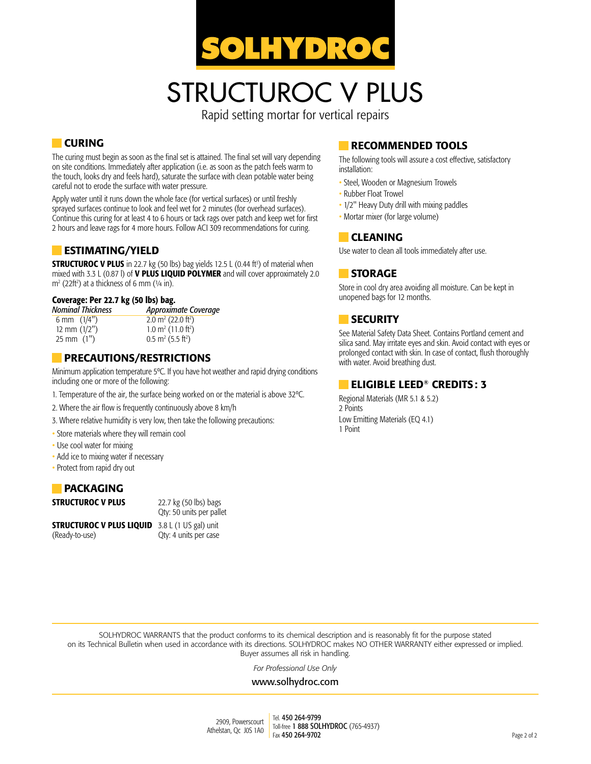# SOLHYDROC

# STRUCTUROC V PLUS

Rapid setting mortar for vertical repairs

## CURING

The curing must begin as soon as the final set is attained. The final set will vary depending on site conditions. Immediately after application (i.e. as soon as the patch feels warm to the touch, looks dry and feels hard), saturate the surface with clean potable water being careful not to erode the surface with water pressure.

Apply water until it runs down the whole face (for vertical surfaces) or until freshly sprayed surfaces continue to look and feel wet for 2 minutes (for overhead surfaces). Continue this curing for at least 4 to 6 hours or tack rags over patch and keep wet for first 2 hours and leave rags for 4 more hours. Follow ACI 309 recommendations for curing.

## ESTIMATING/YIELD

**STRUCTUROC V PLUS** in 22.7 kg (50 lbs) bag yields 12.5 L (0.44 ft$^3$) of material when mixed with 3.3 L (0.87 l) of **V PLUS LIQUID POLYMER** and will cover approximately 2.0 m$^2$ (22ft$^2$) at a thickness of 6 mm (¼ in).

**Coverage: Per 22.7 kg (50 lbs) bag.**

| *Nominal Thickness* | *Approximate Coverage* |
|---|---|
| 6 mm (1/4") | 2.0 m$^2$ (22.0 ft$^2$) |
| 12 mm (1/2") | 1.0 m$^2$ (11.0 ft$^2$) |
| 25 mm (1") | 0.5 m$^2$ (5.5 ft$^2$) |

## PRECAUTIONS/RESTRICTIONS

Minimum application temperature 5ºC. If you have hot weather and rapid drying conditions including one or more of the following:

1. Temperature of the air, the surface being worked on or the material is above 32ºC.
2. Where the air flow is frequently continuously above 8 km/h
3. Where relative humidity is very low, then take the following precautions:

- Store materials where they will remain cool
- Use cool water for mixing
- Add ice to mixing water if necessary
- Protect from rapid dry out

## PACKAGING

| | |
|---|---|
| **STRUCTUROC V PLUS** | 22.7 kg (50 lbs) bags<br>Qty: 50 units per pallet |
| **STRUCTUROC V PLUS LIQUID** (Ready-to-use) | 3.8 L (1 US gal) unit<br>Qty: 4 units per case |

## RECOMMENDED TOOLS

The following tools will assure a cost effective, satisfactory installation:

- Steel, Wooden or Magnesium Trowels
- Rubber Float Trowel
- 1/2" Heavy Duty drill with mixing paddles
- Mortar mixer (for large volume)

## CLEANING

Use water to clean all tools immediately after use.

## STORAGE

Store in cool dry area avoiding all moisture. Can be kept in unopened bags for 12 months.

## SECURITY

See Material Safety Data Sheet. Contains Portland cement and silica sand. May irritate eyes and skin. Avoid contact with eyes or prolonged contact with skin. In case of contact, flush thoroughly with water. Avoid breathing dust.

## ELIGIBLE LEED® CREDITS : 3

Regional Materials (MR 5.1 & 5.2)
2 Points
Low Emitting Materials (EQ 4.1)
1 Point

SOLHYDROC WARRANTS that the product conforms to its chemical description and is reasonably fit for the purpose stated on its Technical Bulletin when used in accordance with its directions. SOLHYDROC makes NO OTHER WARRANTY either expressed or implied. Buyer assumes all risk in handling.

*For Professional Use Only*

www.solhydroc.com

2909, Powerscourt
Athelstan, Qc J0S 1A0

Tel. **450 264-9799**
Toll-free **1 888 SOLHYDROC** (765-4937)
Fax **450 264-9702**